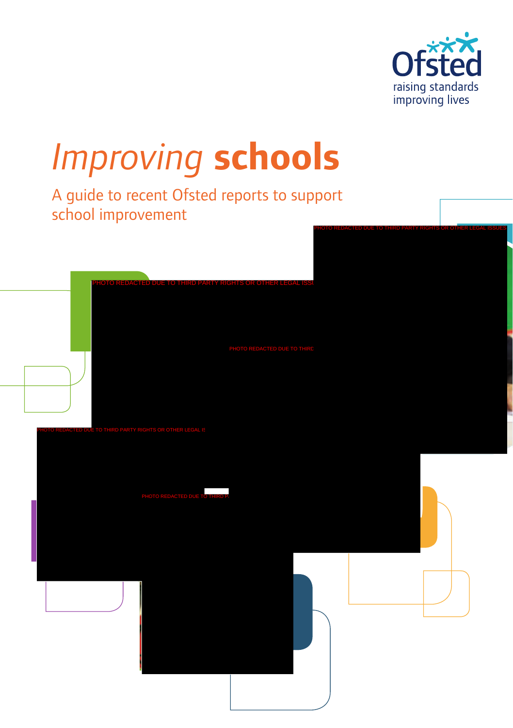Ofsted

raising standards
improving lives

# *Improving* **schools**

## A guide to recent Ofsted reports to support school improvement

PHOTO REDACTED DUE TO THIRD PARTY RIGHTS OR OTHER LEGAL ISSUES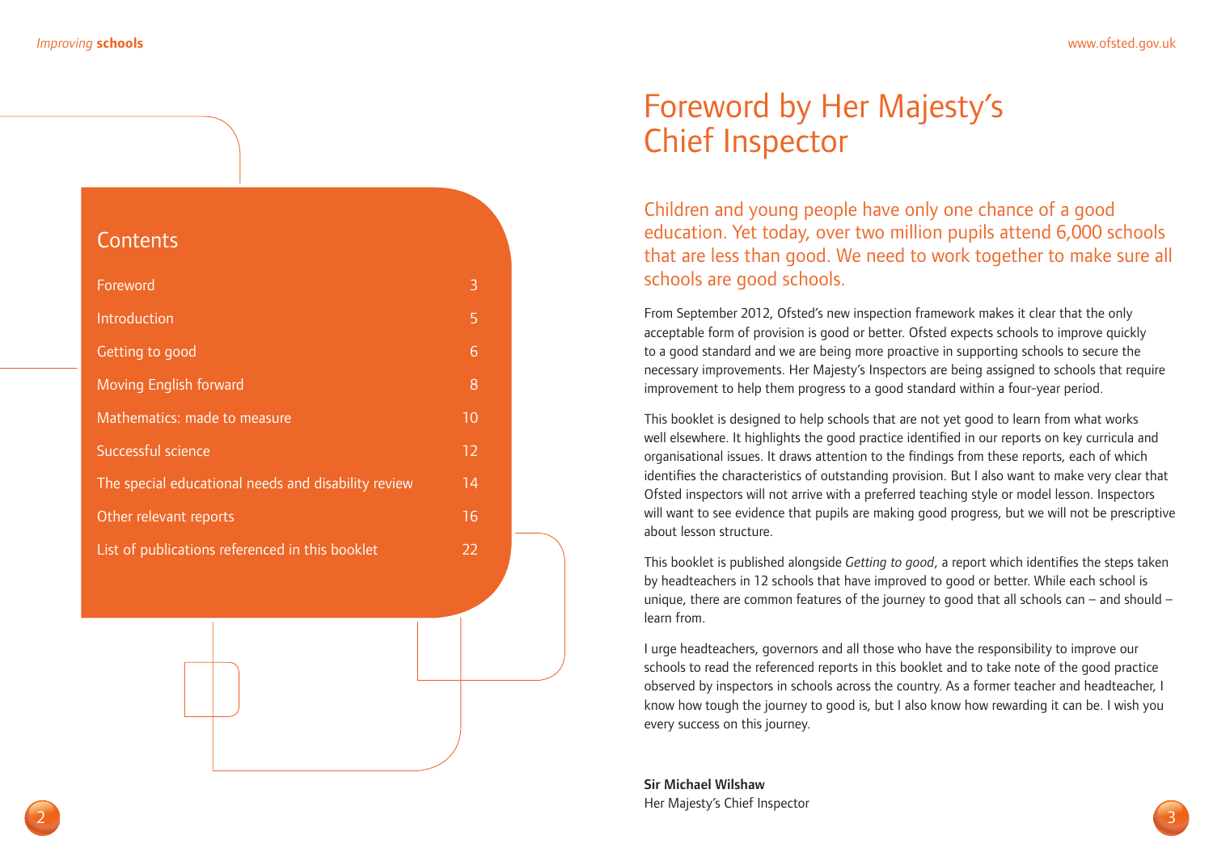## Contents

| | |
|---|---|
| Foreword | 3 |
| Introduction | 5 |
| Getting to good | 6 |
| Moving English forward | 8 |
| Mathematics: made to measure | 10 |
| Successful science | 12 |
| The special educational needs and disability review | 14 |
| Other relevant reports | 16 |
| List of publications referenced in this booklet | 22 |

# Foreword by Her Majesty's Chief Inspector

Children and young people have only one chance of a good education. Yet today, over two million pupils attend 6,000 schools that are less than good. We need to work together to make sure all schools are good schools.

From September 2012, Ofsted's new inspection framework makes it clear that the only acceptable form of provision is good or better. Ofsted expects schools to improve quickly to a good standard and we are being more proactive in supporting schools to secure the necessary improvements. Her Majesty's Inspectors are being assigned to schools that require improvement to help them progress to a good standard within a four-year period.

This booklet is designed to help schools that are not yet good to learn from what works well elsewhere. It highlights the good practice identified in our reports on key curricula and organisational issues. It draws attention to the findings from these reports, each of which identifies the characteristics of outstanding provision. But I also want to make very clear that Ofsted inspectors will not arrive with a preferred teaching style or model lesson. Inspectors will want to see evidence that pupils are making good progress, but we will not be prescriptive about lesson structure.

This booklet is published alongside *Getting to good*, a report which identifies the steps taken by headteachers in 12 schools that have improved to good or better. While each school is unique, there are common features of the journey to good that all schools can – and should – learn from.

I urge headteachers, governors and all those who have the responsibility to improve our schools to read the referenced reports in this booklet and to take note of the good practice observed by inspectors in schools across the country. As a former teacher and headteacher, I know how tough the journey to good is, but I also know how rewarding it can be. I wish you every success on this journey.

**Sir Michael Wilshaw**
Her Majesty's Chief Inspector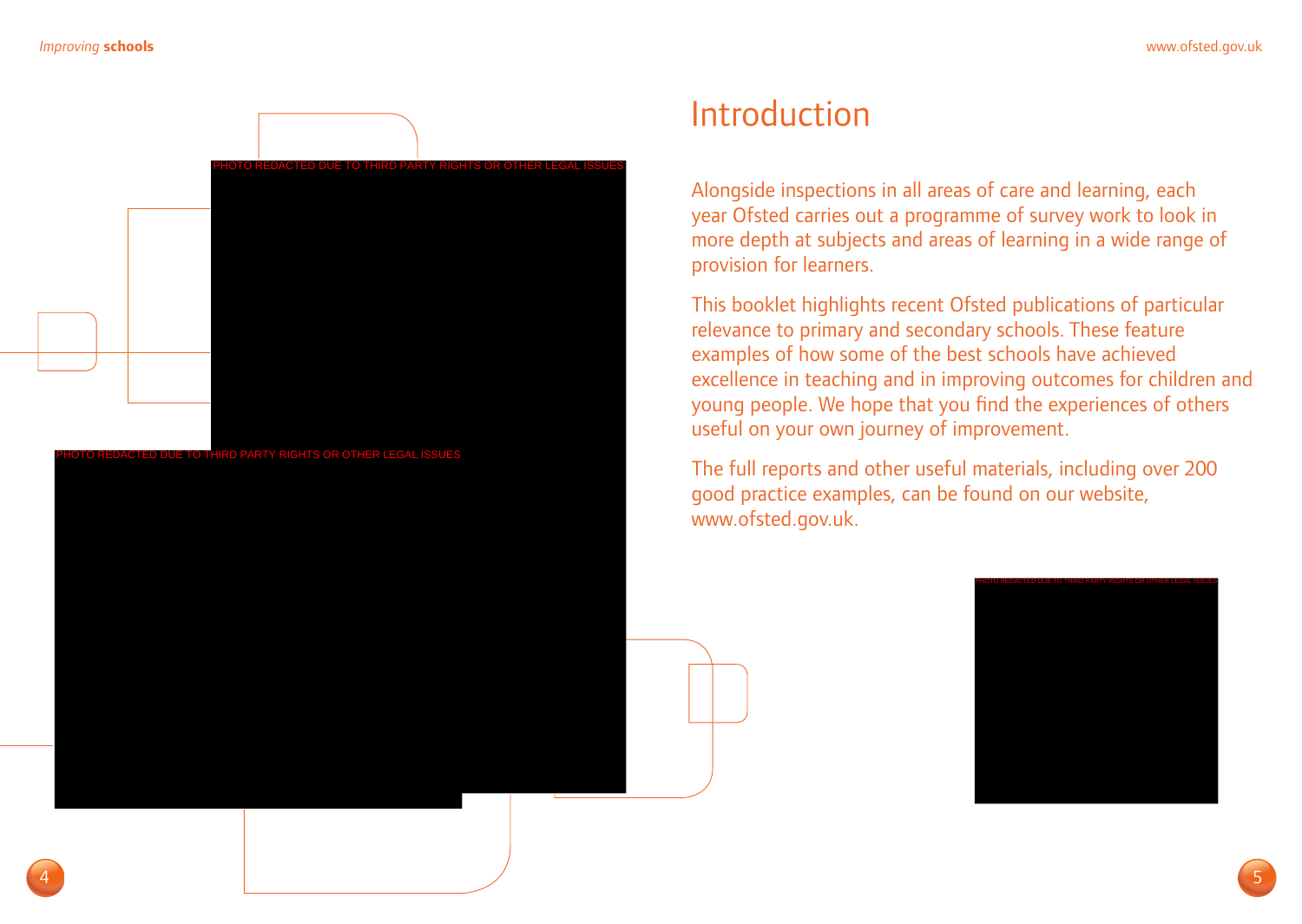# Introduction

Alongside inspections in all areas of care and learning, each year Ofsted carries out a programme of survey work to look in more depth at subjects and areas of learning in a wide range of provision for learners.

This booklet highlights recent Ofsted publications of particular relevance to primary and secondary schools. These feature examples of how some of the best schools have achieved excellence in teaching and in improving outcomes for children and young people. We hope that you find the experiences of others useful on your own journey of improvement.

The full reports and other useful materials, including over 200 good practice examples, can be found on our website, www.ofsted.gov.uk.

PHOTO REDACTED DUE TO THIRD PARTY RIGHTS OR OTHER LEGAL ISSUES

PHOTO REDACTED DUE TO THIRD PARTY RIGHTS OR OTHER LEGAL ISSUES

PHOTO REDACTED DUE TO THIRD PARTY RIGHTS OR OTHER LEGAL ISSUES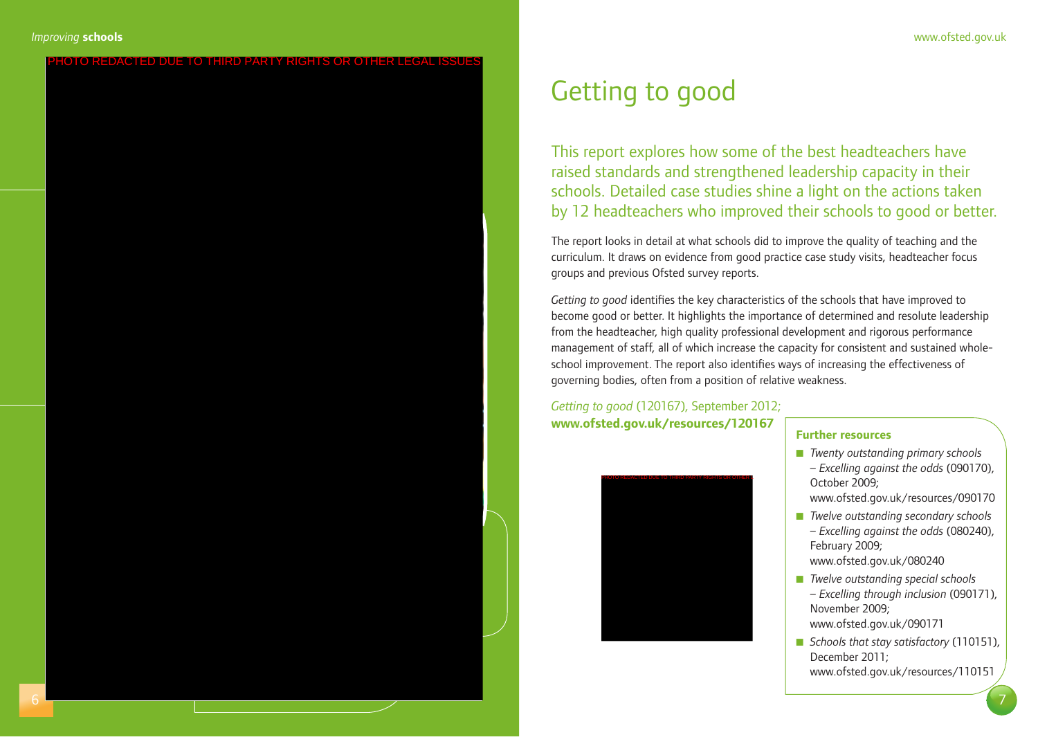# Getting to good

This report explores how some of the best headteachers have raised standards and strengthened leadership capacity in their schools. Detailed case studies shine a light on the actions taken by 12 headteachers who improved their schools to good or better.

The report looks in detail at what schools did to improve the quality of teaching and the curriculum. It draws on evidence from good practice case study visits, headteacher focus groups and previous Ofsted survey reports.

*Getting to good* identifies the key characteristics of the schools that have improved to become good or better. It highlights the importance of determined and resolute leadership from the headteacher, high quality professional development and rigorous performance management of staff, all of which increase the capacity for consistent and sustained whole-school improvement. The report also identifies ways of increasing the effectiveness of governing bodies, often from a position of relative weakness.

*Getting to good* (120167), September 2012;
**www.ofsted.gov.uk/resources/120167**

PHOTO REDACTED DUE TO THIRD PARTY RIGHTS OR OTHER LEGAL ISSUES

**Further resources**

- *Twenty outstanding primary schools – Excelling against the odds* (090170), October 2009; www.ofsted.gov.uk/resources/090170
- *Twelve outstanding secondary schools – Excelling against the odds* (080240), February 2009; www.ofsted.gov.uk/080240
- *Twelve outstanding special schools – Excelling through inclusion* (090171), November 2009; www.ofsted.gov.uk/090171
- *Schools that stay satisfactory* (110151), December 2011; www.ofsted.gov.uk/resources/110151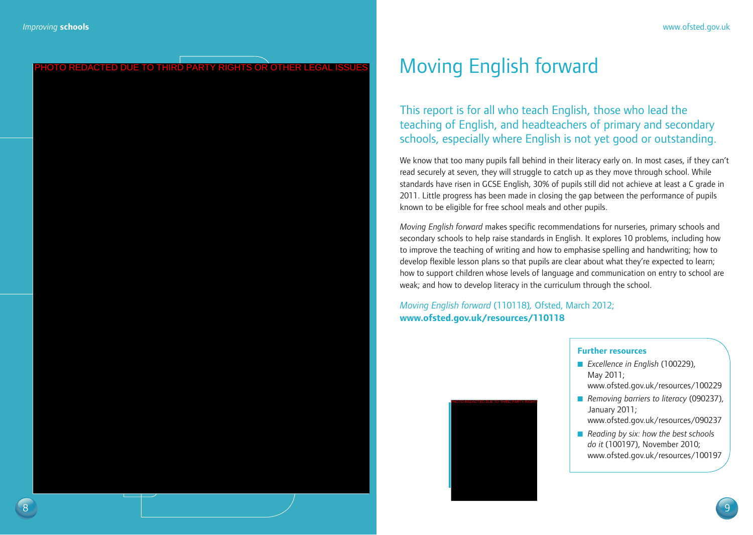# Moving English forward

This report is for all who teach English, those who lead the teaching of English, and headteachers of primary and secondary schools, especially where English is not yet good or outstanding.

We know that too many pupils fall behind in their literacy early on. In most cases, if they can't read securely at seven, they will struggle to catch up as they move through school. While standards have risen in GCSE English, 30% of pupils still did not achieve at least a C grade in 2011. Little progress has been made in closing the gap between the performance of pupils known to be eligible for free school meals and other pupils.

*Moving English forward* makes specific recommendations for nurseries, primary schools and secondary schools to help raise standards in English. It explores 10 problems, including how to improve the teaching of writing and how to emphasise spelling and handwriting; how to develop flexible lesson plans so that pupils are clear about what they're expected to learn; how to support children whose levels of language and communication on entry to school are weak; and how to develop literacy in the curriculum through the school.

*Moving English forward* (110118), Ofsted, March 2012;
**www.ofsted.gov.uk/resources/110118**

PHOTO REDACTED DUE TO THIRD PARTY RIGHTS OR OTHER LEGAL ISSUES

**Further resources**

- *Excellence in English* (100229), May 2011; www.ofsted.gov.uk/resources/100229
- *Removing barriers to literacy* (090237), January 2011; www.ofsted.gov.uk/resources/090237
- *Reading by six: how the best schools do it* (100197), November 2010; www.ofsted.gov.uk/resources/100197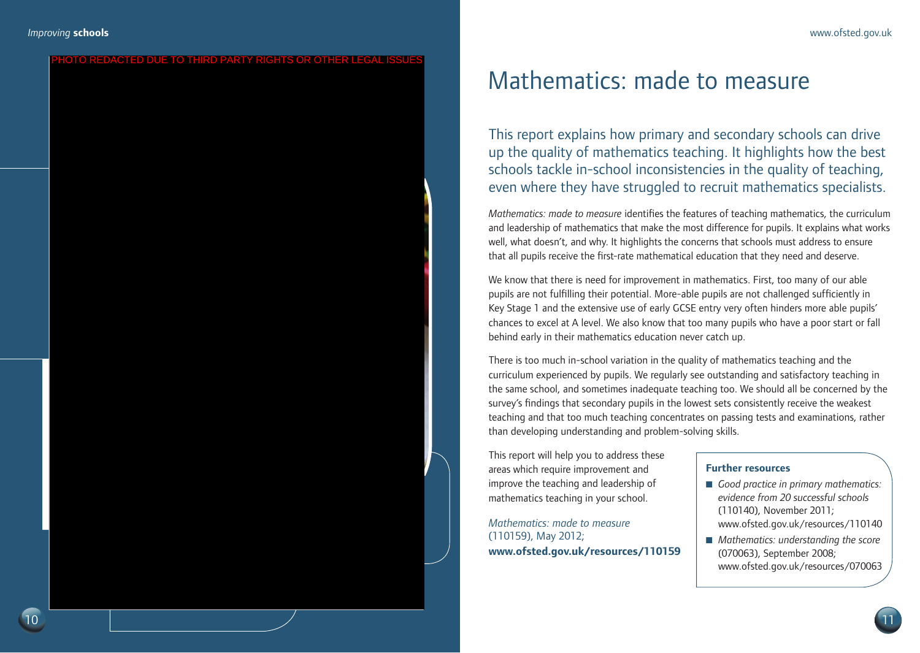PHOTO REDACTED DUE TO THIRD PARTY RIGHTS OR OTHER LEGAL ISSUES

# Mathematics: made to measure

This report explains how primary and secondary schools can drive up the quality of mathematics teaching. It highlights how the best schools tackle in-school inconsistencies in the quality of teaching, even where they have struggled to recruit mathematics specialists.

*Mathematics: made to measure* identifies the features of teaching mathematics, the curriculum and leadership of mathematics that make the most difference for pupils. It explains what works well, what doesn't, and why. It highlights the concerns that schools must address to ensure that all pupils receive the first-rate mathematical education that they need and deserve.

We know that there is need for improvement in mathematics. First, too many of our able pupils are not fulfilling their potential. More-able pupils are not challenged sufficiently in Key Stage 1 and the extensive use of early GCSE entry very often hinders more able pupils' chances to excel at A level. We also know that too many pupils who have a poor start or fall behind early in their mathematics education never catch up.

There is too much in-school variation in the quality of mathematics teaching and the curriculum experienced by pupils. We regularly see outstanding and satisfactory teaching in the same school, and sometimes inadequate teaching too. We should all be concerned by the survey's findings that secondary pupils in the lowest sets consistently receive the weakest teaching and that too much teaching concentrates on passing tests and examinations, rather than developing understanding and problem-solving skills.

This report will help you to address these areas which require improvement and improve the teaching and leadership of mathematics teaching in your school.

*Mathematics: made to measure* (110159), May 2012;
**www.ofsted.gov.uk/resources/110159**

**Further resources**

- *Good practice in primary mathematics: evidence from 20 successful schools* (110140), November 2011; www.ofsted.gov.uk/resources/110140
- *Mathematics: understanding the score* (070063), September 2008; www.ofsted.gov.uk/resources/070063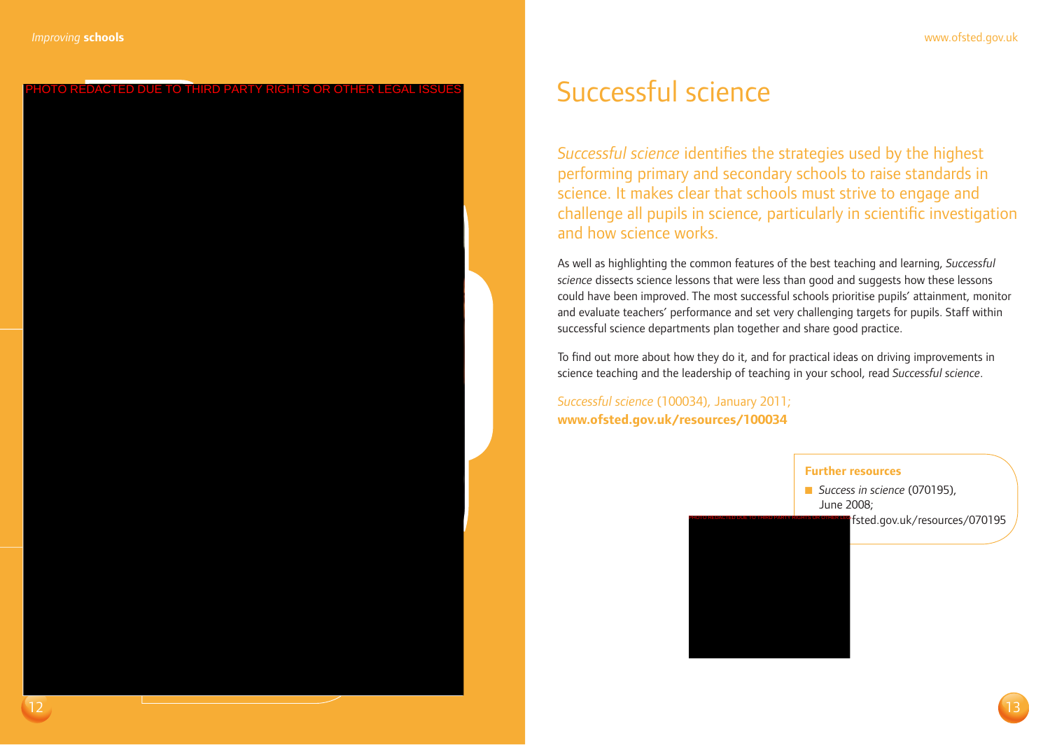PHOTO REDACTED DUE TO THIRD PARTY RIGHTS OR OTHER LEGAL ISSUES

# Successful science

*Successful science* identifies the strategies used by the highest performing primary and secondary schools to raise standards in science. It makes clear that schools must strive to engage and challenge all pupils in science, particularly in scientific investigation and how science works.

As well as highlighting the common features of the best teaching and learning, *Successful science* dissects science lessons that were less than good and suggests how these lessons could have been improved. The most successful schools prioritise pupils' attainment, monitor and evaluate teachers' performance and set very challenging targets for pupils. Staff within successful science departments plan together and share good practice.

To find out more about how they do it, and for practical ideas on driving improvements in science teaching and the leadership of teaching in your school, read *Successful science*.

*Successful science* (100034), January 2011;
**www.ofsted.gov.uk/resources/100034**

**Further resources**

- *Success in science* (070195), June 2008; www.ofsted.gov.uk/resources/070195

PHOTO REDACTED DUE TO THIRD PARTY RIGHTS OR OTHER LEGAL ISSUES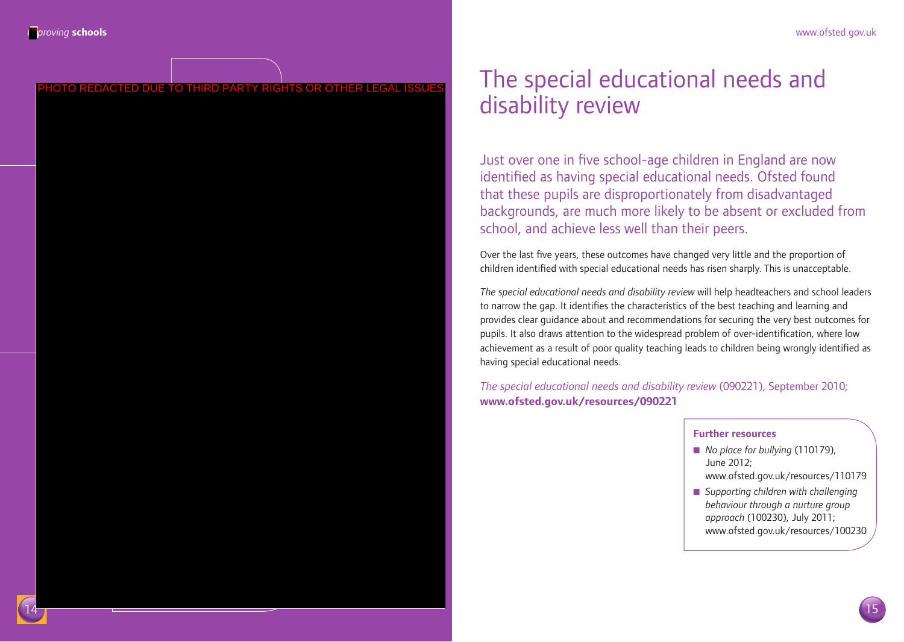PHOTO REDACTED DUE TO THIRD PARTY RIGHTS OR OTHER LEGAL ISSUES

# The special educational needs and disability review

Just over one in five school-age children in England are now identified as having special educational needs. Ofsted found that these pupils are disproportionately from disadvantaged backgrounds, are much more likely to be absent or excluded from school, and achieve less well than their peers.

Over the last five years, these outcomes have changed very little and the proportion of children identified with special educational needs has risen sharply. This is unacceptable.

*The special educational needs and disability review* will help headteachers and school leaders to narrow the gap. It identifies the characteristics of the best teaching and learning and provides clear guidance about and recommendations for securing the very best outcomes for pupils. It also draws attention to the widespread problem of over-identification, where low achievement as a result of poor quality teaching leads to children being wrongly identified as having special educational needs.

*The special educational needs and disability review* (090221), September 2010; **www.ofsted.gov.uk/resources/090221**

**Further resources**

- *No place for bullying* (110179), June 2012; www.ofsted.gov.uk/resources/110179
- *Supporting children with challenging behaviour through a nurture group approach* (100230), July 2011; www.ofsted.gov.uk/resources/100230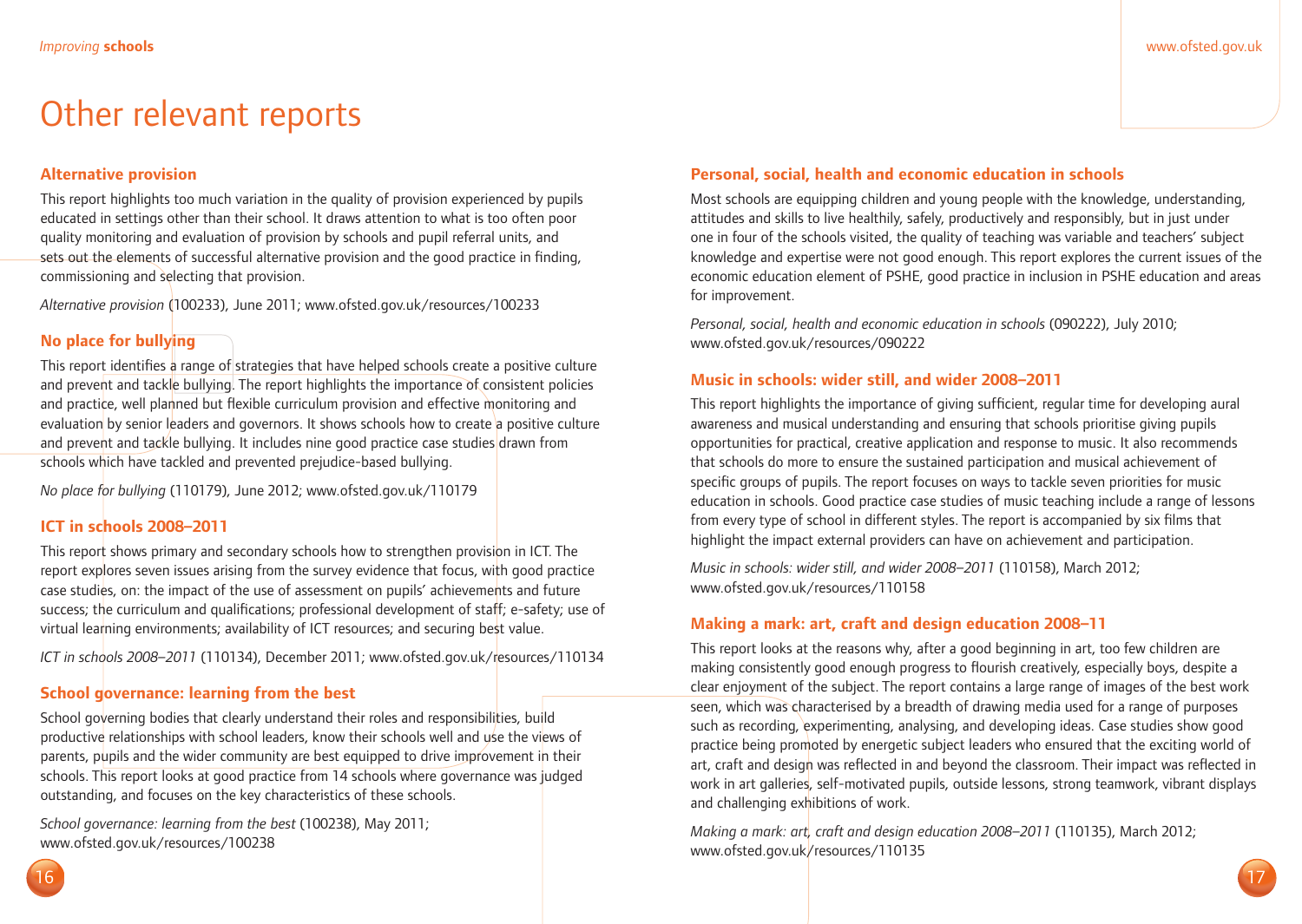# Other relevant reports

### Alternative provision

This report highlights too much variation in the quality of provision experienced by pupils educated in settings other than their school. It draws attention to what is too often poor quality monitoring and evaluation of provision by schools and pupil referral units, and sets out the elements of successful alternative provision and the good practice in finding, commissioning and selecting that provision.

*Alternative provision* (100233), June 2011; www.ofsted.gov.uk/resources/100233

### No place for bullying

This report identifies a range of strategies that have helped schools create a positive culture and prevent and tackle bullying. The report highlights the importance of consistent policies and practice, well planned but flexible curriculum provision and effective monitoring and evaluation by senior leaders and governors. It shows schools how to create a positive culture and prevent and tackle bullying. It includes nine good practice case studies drawn from schools which have tackled and prevented prejudice-based bullying.

*No place for bullying* (110179), June 2012; www.ofsted.gov.uk/110179

### ICT in schools 2008–2011

This report shows primary and secondary schools how to strengthen provision in ICT. The report explores seven issues arising from the survey evidence that focus, with good practice case studies, on: the impact of the use of assessment on pupils' achievements and future success; the curriculum and qualifications; professional development of staff; e-safety; use of virtual learning environments; availability of ICT resources; and securing best value.

*ICT in schools 2008–2011* (110134), December 2011; www.ofsted.gov.uk/resources/110134

### School governance: learning from the best

School governing bodies that clearly understand their roles and responsibilities, build productive relationships with school leaders, know their schools well and use the views of parents, pupils and the wider community are best equipped to drive improvement in their schools. This report looks at good practice from 14 schools where governance was judged outstanding, and focuses on the key characteristics of these schools.

*School governance: learning from the best* (100238), May 2011; www.ofsted.gov.uk/resources/100238

### Personal, social, health and economic education in schools

Most schools are equipping children and young people with the knowledge, understanding, attitudes and skills to live healthily, safely, productively and responsibly, but in just under one in four of the schools visited, the quality of teaching was variable and teachers' subject knowledge and expertise were not good enough. This report explores the current issues of the economic education element of PSHE, good practice in inclusion in PSHE education and areas for improvement.

*Personal, social, health and economic education in schools* (090222), July 2010; www.ofsted.gov.uk/resources/090222

### Music in schools: wider still, and wider 2008–2011

This report highlights the importance of giving sufficient, regular time for developing aural awareness and musical understanding and ensuring that schools prioritise giving pupils opportunities for practical, creative application and response to music. It also recommends that schools do more to ensure the sustained participation and musical achievement of specific groups of pupils. The report focuses on ways to tackle seven priorities for music education in schools. Good practice case studies of music teaching include a range of lessons from every type of school in different styles. The report is accompanied by six films that highlight the impact external providers can have on achievement and participation.

*Music in schools: wider still, and wider 2008–2011* (110158), March 2012; www.ofsted.gov.uk/resources/110158

### Making a mark: art, craft and design education 2008–11

This report looks at the reasons why, after a good beginning in art, too few children are making consistently good enough progress to flourish creatively, especially boys, despite a clear enjoyment of the subject. The report contains a large range of images of the best work seen, which was characterised by a breadth of drawing media used for a range of purposes such as recording, experimenting, analysing, and developing ideas. Case studies show good practice being promoted by energetic subject leaders who ensured that the exciting world of art, craft and design was reflected in and beyond the classroom. Their impact was reflected in work in art galleries, self-motivated pupils, outside lessons, strong teamwork, vibrant displays and challenging exhibitions of work.

*Making a mark: art, craft and design education 2008–2011* (110135), March 2012; www.ofsted.gov.uk/resources/110135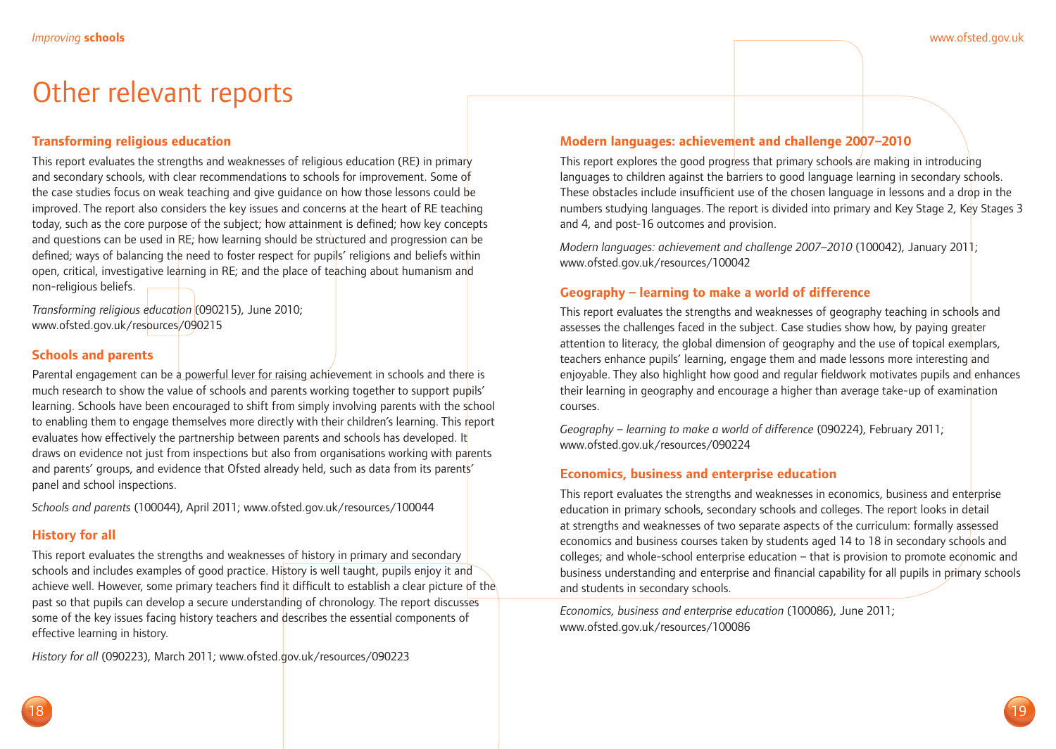# Other relevant reports

### Transforming religious education

This report evaluates the strengths and weaknesses of religious education (RE) in primary and secondary schools, with clear recommendations to schools for improvement. Some of the case studies focus on weak teaching and give guidance on how those lessons could be improved. The report also considers the key issues and concerns at the heart of RE teaching today, such as the core purpose of the subject; how attainment is defined; how key concepts and questions can be used in RE; how learning should be structured and progression can be defined; ways of balancing the need to foster respect for pupils' religions and beliefs within open, critical, investigative learning in RE; and the place of teaching about humanism and non-religious beliefs.

*Transforming religious education* (090215), June 2010; www.ofsted.gov.uk/resources/090215

### Schools and parents

Parental engagement can be a powerful lever for raising achievement in schools and there is much research to show the value of schools and parents working together to support pupils' learning. Schools have been encouraged to shift from simply involving parents with the school to enabling them to engage themselves more directly with their children's learning. This report evaluates how effectively the partnership between parents and schools has developed. It draws on evidence not just from inspections but also from organisations working with parents and parents' groups, and evidence that Ofsted already held, such as data from its parents' panel and school inspections.

*Schools and parents* (100044), April 2011; www.ofsted.gov.uk/resources/100044

### History for all

This report evaluates the strengths and weaknesses of history in primary and secondary schools and includes examples of good practice. History is well taught, pupils enjoy it and achieve well. However, some primary teachers find it difficult to establish a clear picture of the past so that pupils can develop a secure understanding of chronology. The report discusses some of the key issues facing history teachers and describes the essential components of effective learning in history.

*History for all* (090223), March 2011; www.ofsted.gov.uk/resources/090223

### Modern languages: achievement and challenge 2007–2010

This report explores the good progress that primary schools are making in introducing languages to children against the barriers to good language learning in secondary schools. These obstacles include insufficient use of the chosen language in lessons and a drop in the numbers studying languages. The report is divided into primary and Key Stage 2, Key Stages 3 and 4, and post-16 outcomes and provision.

*Modern languages: achievement and challenge 2007–2010* (100042), January 2011; www.ofsted.gov.uk/resources/100042

### Geography – learning to make a world of difference

This report evaluates the strengths and weaknesses of geography teaching in schools and assesses the challenges faced in the subject. Case studies show how, by paying greater attention to literacy, the global dimension of geography and the use of topical exemplars, teachers enhance pupils' learning, engage them and made lessons more interesting and enjoyable. They also highlight how good and regular fieldwork motivates pupils and enhances their learning in geography and encourage a higher than average take-up of examination courses.

*Geography – learning to make a world of difference* (090224), February 2011; www.ofsted.gov.uk/resources/090224

### Economics, business and enterprise education

This report evaluates the strengths and weaknesses in economics, business and enterprise education in primary schools, secondary schools and colleges. The report looks in detail at strengths and weaknesses of two separate aspects of the curriculum: formally assessed economics and business courses taken by students aged 14 to 18 in secondary schools and colleges; and whole-school enterprise education – that is provision to promote economic and business understanding and enterprise and financial capability for all pupils in primary schools and students in secondary schools.

*Economics, business and enterprise education* (100086), June 2011; www.ofsted.gov.uk/resources/100086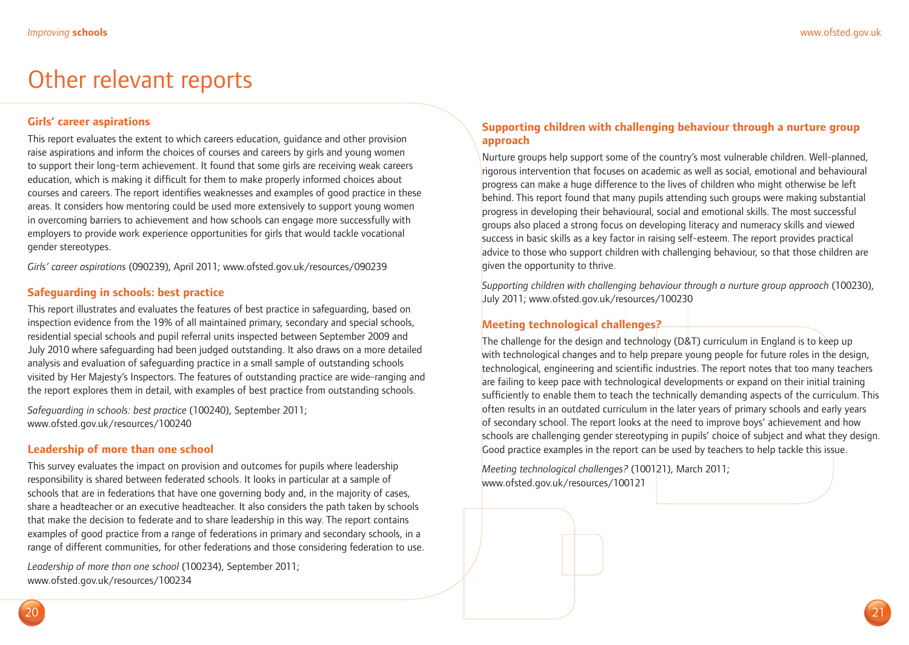# Other relevant reports

### Girls' career aspirations

This report evaluates the extent to which careers education, guidance and other provision raise aspirations and inform the choices of courses and careers by girls and young women to support their long-term achievement. It found that some girls are receiving weak careers education, which is making it difficult for them to make properly informed choices about courses and careers. The report identifies weaknesses and examples of good practice in these areas. It considers how mentoring could be used more extensively to support young women in overcoming barriers to achievement and how schools can engage more successfully with employers to provide work experience opportunities for girls that would tackle vocational gender stereotypes.

*Girls' career aspirations* (090239), April 2011; www.ofsted.gov.uk/resources/090239

### Safeguarding in schools: best practice

This report illustrates and evaluates the features of best practice in safeguarding, based on inspection evidence from the 19% of all maintained primary, secondary and special schools, residential special schools and pupil referral units inspected between September 2009 and July 2010 where safeguarding had been judged outstanding. It also draws on a more detailed analysis and evaluation of safeguarding practice in a small sample of outstanding schools visited by Her Majesty's Inspectors. The features of outstanding practice are wide-ranging and the report explores them in detail, with examples of best practice from outstanding schools.

*Safeguarding in schools: best practice* (100240), September 2011; www.ofsted.gov.uk/resources/100240

### Leadership of more than one school

This survey evaluates the impact on provision and outcomes for pupils where leadership responsibility is shared between federated schools. It looks in particular at a sample of schools that are in federations that have one governing body and, in the majority of cases, share a headteacher or an executive headteacher. It also considers the path taken by schools that make the decision to federate and to share leadership in this way. The report contains examples of good practice from a range of federations in primary and secondary schools, in a range of different communities, for other federations and those considering federation to use.

*Leadership of more than one school* (100234), September 2011; www.ofsted.gov.uk/resources/100234

### Supporting children with challenging behaviour through a nurture group approach

Nurture groups help support some of the country's most vulnerable children. Well-planned, rigorous intervention that focuses on academic as well as social, emotional and behavioural progress can make a huge difference to the lives of children who might otherwise be left behind. This report found that many pupils attending such groups were making substantial progress in developing their behavioural, social and emotional skills. The most successful groups also placed a strong focus on developing literacy and numeracy skills and viewed success in basic skills as a key factor in raising self-esteem. The report provides practical advice to those who support children with challenging behaviour, so that those children are given the opportunity to thrive.

*Supporting children with challenging behaviour through a nurture group approach* (100230), July 2011; www.ofsted.gov.uk/resources/100230

### Meeting technological challenges?

The challenge for the design and technology (D&T) curriculum in England is to keep up with technological changes and to help prepare young people for future roles in the design, technological, engineering and scientific industries. The report notes that too many teachers are failing to keep pace with technological developments or expand on their initial training sufficiently to enable them to teach the technically demanding aspects of the curriculum. This often results in an outdated curriculum in the later years of primary schools and early years of secondary school. The report looks at the need to improve boys' achievement and how schools are challenging gender stereotyping in pupils' choice of subject and what they design. Good practice examples in the report can be used by teachers to help tackle this issue.

*Meeting technological challenges?* (100121), March 2011; www.ofsted.gov.uk/resources/100121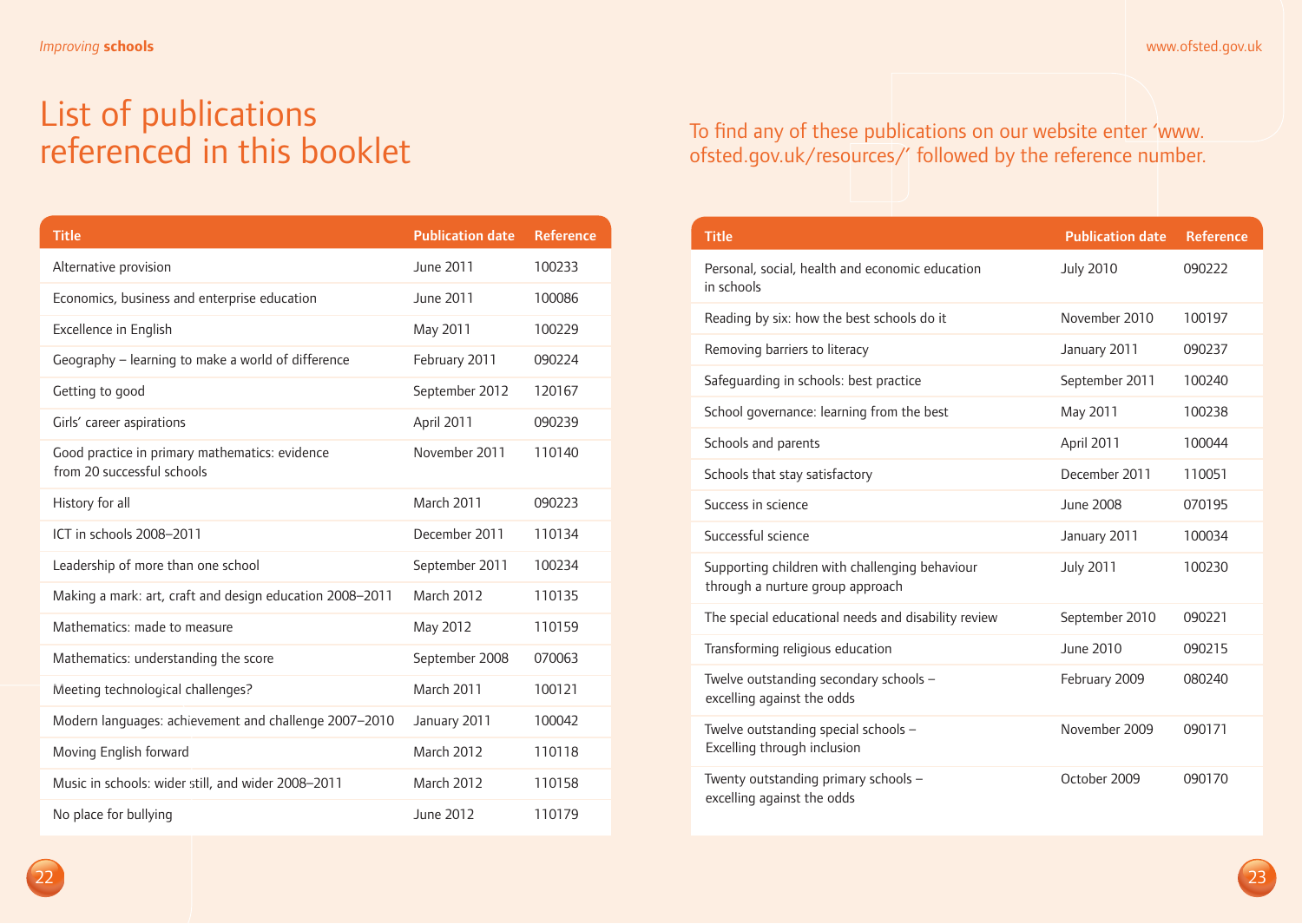# List of publications referenced in this booklet

To find any of these publications on our website enter 'www.ofsted.gov.uk/resources/' followed by the reference number.

| Title | Publication date | Reference |
|---|---|---|
| Alternative provision | June 2011 | 100233 |
| Economics, business and enterprise education | June 2011 | 100086 |
| Excellence in English | May 2011 | 100229 |
| Geography – learning to make a world of difference | February 2011 | 090224 |
| Getting to good | September 2012 | 120167 |
| Girls' career aspirations | April 2011 | 090239 |
| Good practice in primary mathematics: evidence from 20 successful schools | November 2011 | 110140 |
| History for all | March 2011 | 090223 |
| ICT in schools 2008–2011 | December 2011 | 110134 |
| Leadership of more than one school | September 2011 | 100234 |
| Making a mark: art, craft and design education 2008–2011 | March 2012 | 110135 |
| Mathematics: made to measure | May 2012 | 110159 |
| Mathematics: understanding the score | September 2008 | 070063 |
| Meeting technological challenges? | March 2011 | 100121 |
| Modern languages: achievement and challenge 2007–2010 | January 2011 | 100042 |
| Moving English forward | March 2012 | 110118 |
| Music in schools: wider still, and wider 2008–2011 | March 2012 | 110158 |
| No place for bullying | June 2012 | 110179 |
| Personal, social, health and economic education in schools | July 2010 | 090222 |
| Reading by six: how the best schools do it | November 2010 | 100197 |
| Removing barriers to literacy | January 2011 | 090237 |
| Safeguarding in schools: best practice | September 2011 | 100240 |
| School governance: learning from the best | May 2011 | 100238 |
| Schools and parents | April 2011 | 100044 |
| Schools that stay satisfactory | December 2011 | 110051 |
| Success in science | June 2008 | 070195 |
| Successful science | January 2011 | 100034 |
| Supporting children with challenging behaviour through a nurture group approach | July 2011 | 100230 |
| The special educational needs and disability review | September 2010 | 090221 |
| Transforming religious education | June 2010 | 090215 |
| Twelve outstanding secondary schools – excelling against the odds | February 2009 | 080240 |
| Twelve outstanding special schools – Excelling through inclusion | November 2009 | 090171 |
| Twenty outstanding primary schools – excelling against the odds | October 2009 | 090170 |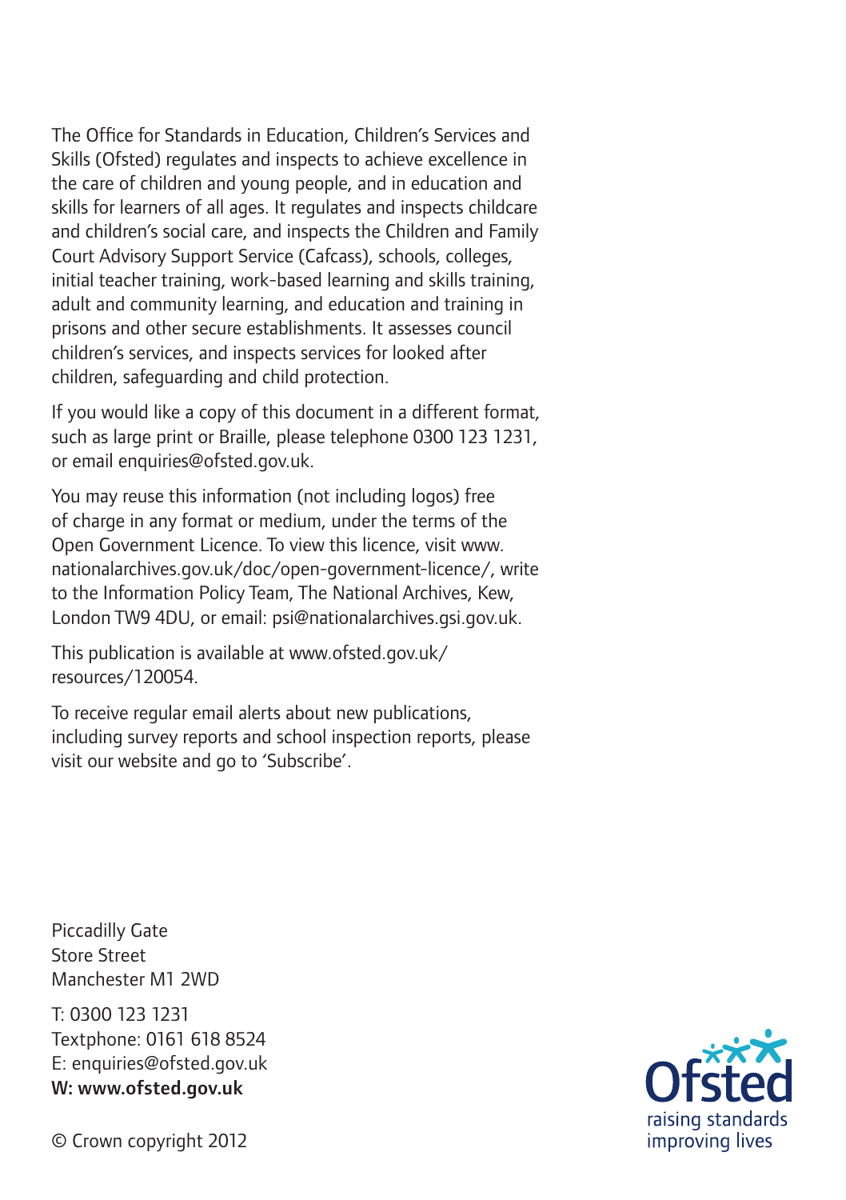The Office for Standards in Education, Children's Services and Skills (Ofsted) regulates and inspects to achieve excellence in the care of children and young people, and in education and skills for learners of all ages. It regulates and inspects childcare and children's social care, and inspects the Children and Family Court Advisory Support Service (Cafcass), schools, colleges, initial teacher training, work-based learning and skills training, adult and community learning, and education and training in prisons and other secure establishments. It assesses council children's services, and inspects services for looked after children, safeguarding and child protection.

If you would like a copy of this document in a different format, such as large print or Braille, please telephone 0300 123 1231, or email enquiries@ofsted.gov.uk.

You may reuse this information (not including logos) free of charge in any format or medium, under the terms of the Open Government Licence. To view this licence, visit www.nationalarchives.gov.uk/doc/open-government-licence/, write to the Information Policy Team, The National Archives, Kew, London TW9 4DU, or email: psi@nationalarchives.gsi.gov.uk.

This publication is available at www.ofsted.gov.uk/resources/120054.

To receive regular email alerts about new publications, including survey reports and school inspection reports, please visit our website and go to 'Subscribe'.

Piccadilly Gate
Store Street
Manchester M1 2WD

T: 0300 123 1231
Textphone: 0161 618 8524
E: enquiries@ofsted.gov.uk
**W: www.ofsted.gov.uk**

© Crown copyright 2012

Ofsted
raising standards
improving lives